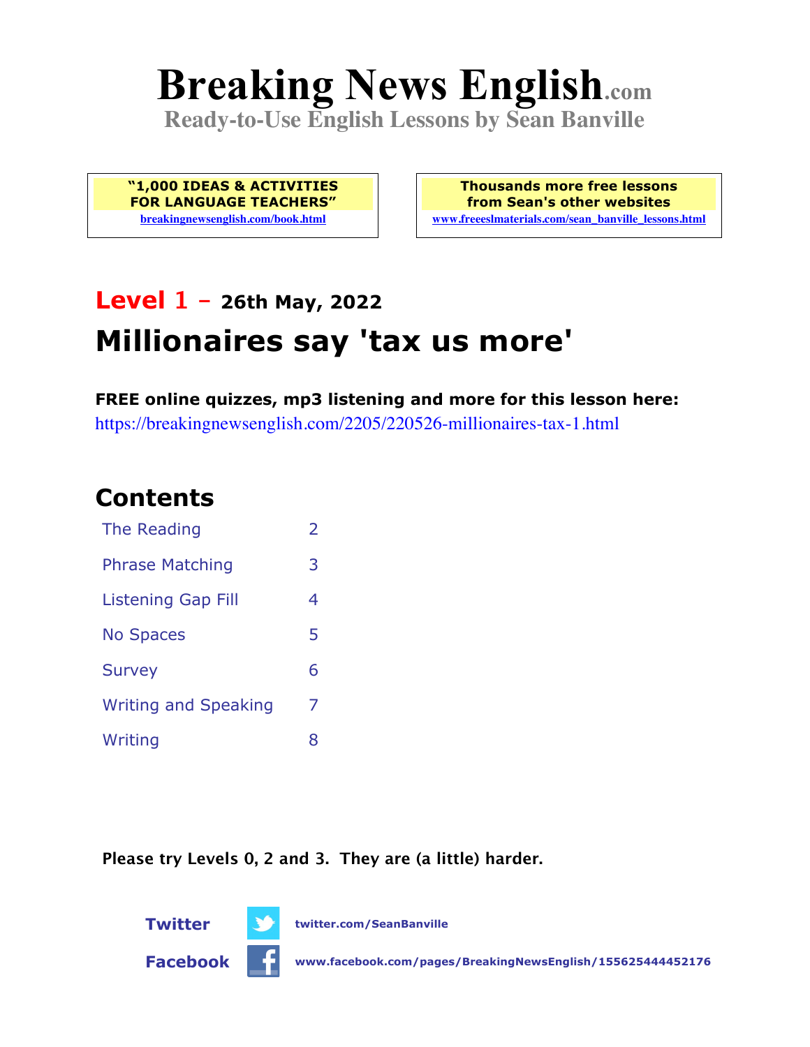# Breaking News English.com

**Ready-to-Use English Lessons by Sean Banville**

**"1,000 IDEAS & ACTIVITIES FOR LANGUAGE TEACHERS"**
breakingnewsenglish.com/book.html

**Thousands more free lessons from Sean's other websites**
www.freeeslmaterials.com/sean_banville_lessons.html

## Level 1 – 26th May, 2022

# Millionaires say 'tax us more'

**FREE online quizzes, mp3 listening and more for this lesson here:**
https://breakingnewsenglish.com/2205/220526-millionaires-tax-1.html

## Contents

| | |
|---|---|
| The Reading | 2 |
| Phrase Matching | 3 |
| Listening Gap Fill | 4 |
| No Spaces | 5 |
| Survey | 6 |
| Writing and Speaking | 7 |
| Writing | 8 |

**Please try Levels 0, 2 and 3. They are (a little) harder.**

**Twitter** twitter.com/SeanBanville

**Facebook** www.facebook.com/pages/BreakingNewsEnglish/155625444452176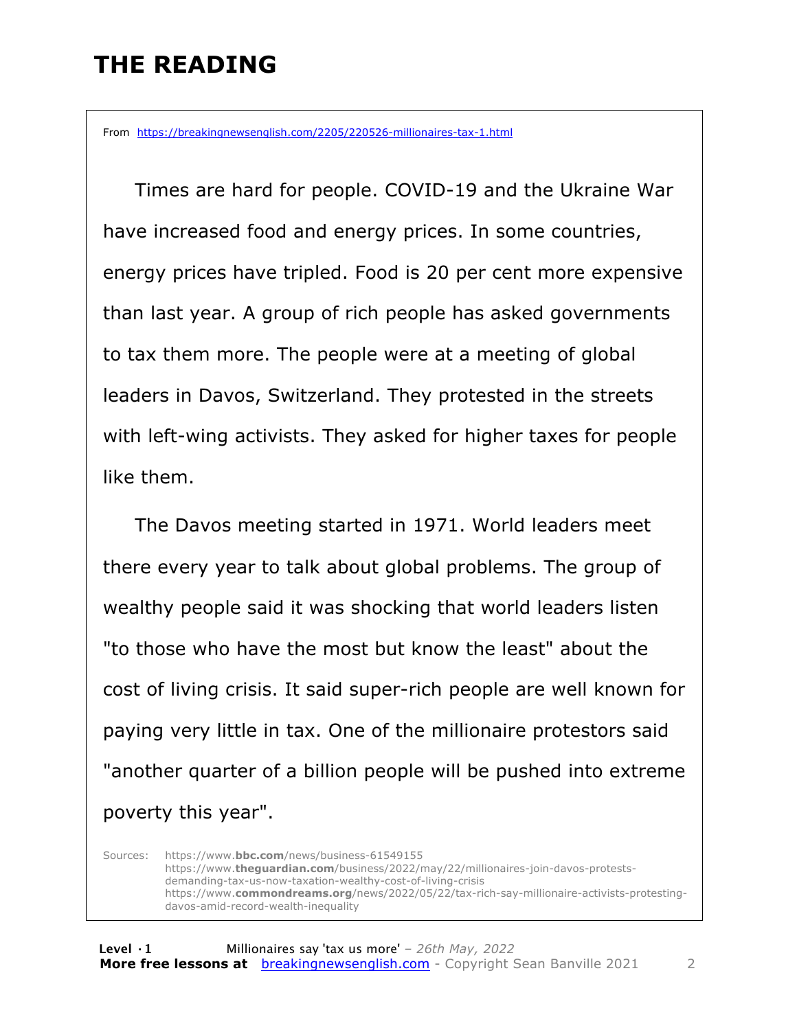# THE READING

From https://breakingnewsenglish.com/2205/220526-millionaires-tax-1.html

Times are hard for people. COVID-19 and the Ukraine War have increased food and energy prices. In some countries, energy prices have tripled. Food is 20 per cent more expensive than last year. A group of rich people has asked governments to tax them more. The people were at a meeting of global leaders in Davos, Switzerland. They protested in the streets with left-wing activists. They asked for higher taxes for people like them.

The Davos meeting started in 1971. World leaders meet there every year to talk about global problems. The group of wealthy people said it was shocking that world leaders listen "to those who have the most but know the least" about the cost of living crisis. It said super-rich people are well known for paying very little in tax. One of the millionaire protestors said "another quarter of a billion people will be pushed into extreme poverty this year".

Sources:
https://www.**bbc.com**/news/business-61549155
https://www.**theguardian.com**/business/2022/may/22/millionaires-join-davos-protests-demanding-tax-us-now-taxation-wealthy-cost-of-living-crisis
https://www.**commondreams.org**/news/2022/05/22/tax-rich-say-millionaire-activists-protesting-davos-amid-record-wealth-inequality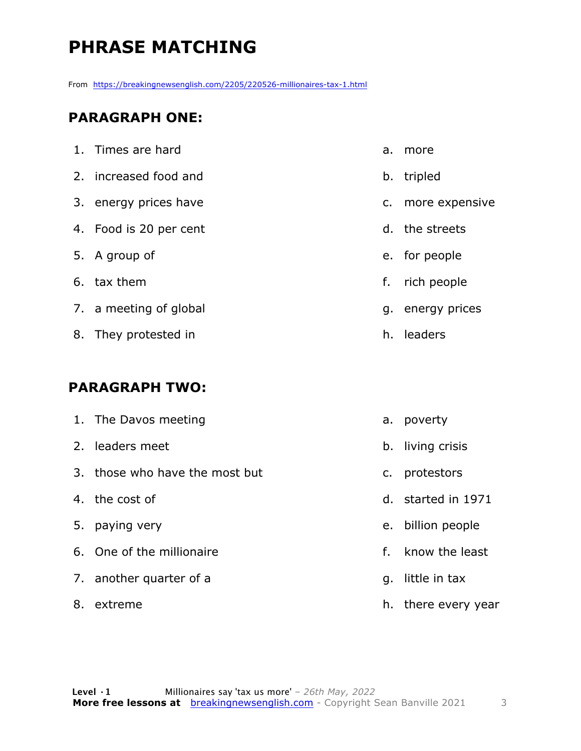# PHRASE MATCHING

From https://breakingnewsenglish.com/2205/220526-millionaires-tax-1.html

## PARAGRAPH ONE:

1. Times are hard
2. increased food and
3. energy prices have
4. Food is 20 per cent
5. A group of
6. tax them
7. a meeting of global
8. They protested in

a. more
b. tripled
c. more expensive
d. the streets
e. for people
f. rich people
g. energy prices
h. leaders

## PARAGRAPH TWO:

1. The Davos meeting
2. leaders meet
3. those who have the most but
4. the cost of
5. paying very
6. One of the millionaire
7. another quarter of a
8. extreme

a. poverty
b. living crisis
c. protestors
d. started in 1971
e. billion people
f. know the least
g. little in tax
h. there every year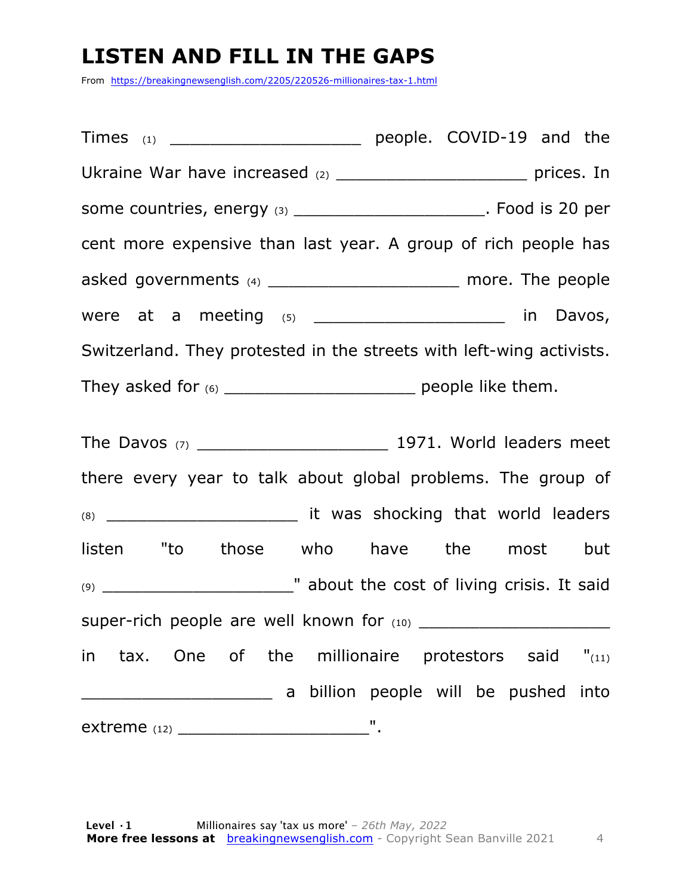# LISTEN AND FILL IN THE GAPS

From https://breakingnewsenglish.com/2205/220526-millionaires-tax-1.html

Times (1) ____________________ people. COVID-19 and the Ukraine War have increased (2) ____________________ prices. In some countries, energy (3) ____________________. Food is 20 per cent more expensive than last year. A group of rich people has asked governments (4) ____________________ more. The people were at a meeting (5) ____________________ in Davos, Switzerland. They protested in the streets with left-wing activists. They asked for (6) ____________________ people like them.

The Davos (7) ____________________ 1971. World leaders meet there every year to talk about global problems. The group of (8) ____________________ it was shocking that world leaders listen "to those who have the most but (9) ____________________" about the cost of living crisis. It said super-rich people are well known for (10) ____________________ in tax. One of the millionaire protestors said "(11) ____________________ a billion people will be pushed into extreme (12) ____________________".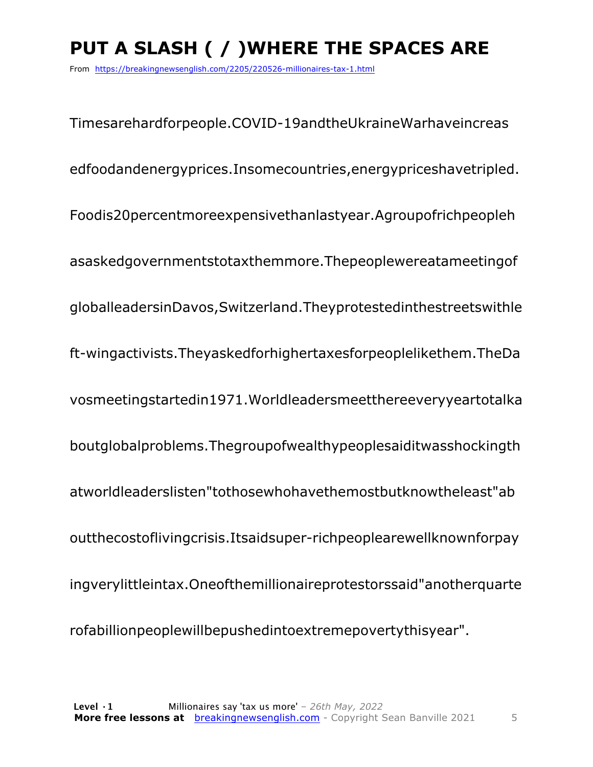# PUT A SLASH ( / )WHERE THE SPACES ARE

From https://breakingnewsenglish.com/2205/220526-millionaires-tax-1.html

TimesarehardforpeopIe.COVID-19andtheUkraineWarhaveincreas

edfoodandenergyprices.Insomecountries,energypriceshavetripled.

Foodis20percentmoreexpensivethanlastyear.Agroupofrichpeopleh

asaskedgovernmentstotaxthemmore.Thepeoplewereatameetingof

globalleadersinDavos,Switzerland.Theyprotestedinthestreetswithle

ft-wingactivists.Theyaskedforhighertaxesforpeoplelikethem.TheDa

vosmeetingstartedin1971.Worldleadersmeetthereeveryyeartotalka

boutglobalproblems.Thegroupofwealthypeoplesaiditwasshockingth

atworldleaderslisten"tothosewhohavethemostbutknowtheleast"ab

outthecostoflivingcrisis.Itsaidsuper-richpeoplearewellknownforpay

ingverylittleintax.Oneofthemillionaireprotestorssaid"anotherquarte

rofabillionpeoplewillbepushedintoextremepovertythisyear".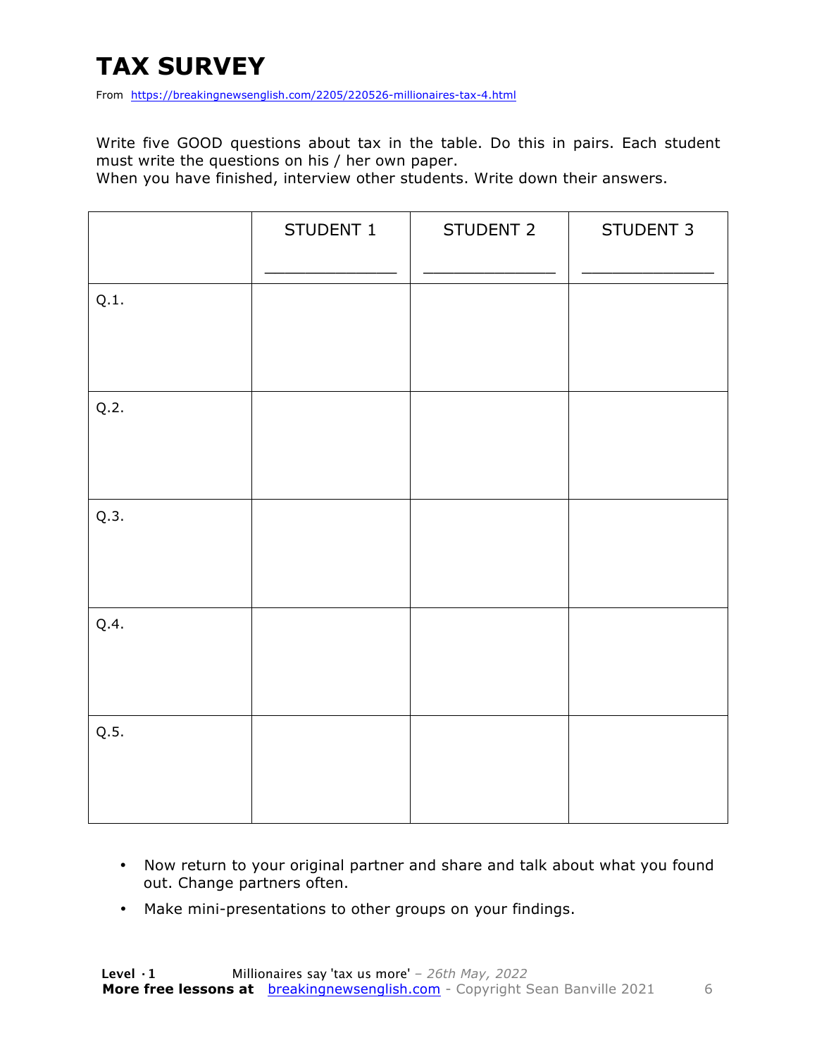# TAX SURVEY

From https://breakingnewsenglish.com/2205/220526-millionaires-tax-4.html

Write five GOOD questions about tax in the table. Do this in pairs. Each student must write the questions on his / her own paper.
When you have finished, interview other students. Write down their answers.

| | STUDENT 1<br>_____________ | STUDENT 2<br>_____________ | STUDENT 3<br>_____________ |
|---|---|---|---|
| Q.1. | | | |
| Q.2. | | | |
| Q.3. | | | |
| Q.4. | | | |
| Q.5. | | | |

- Now return to your original partner and share and talk about what you found out. Change partners often.
- Make mini-presentations to other groups on your findings.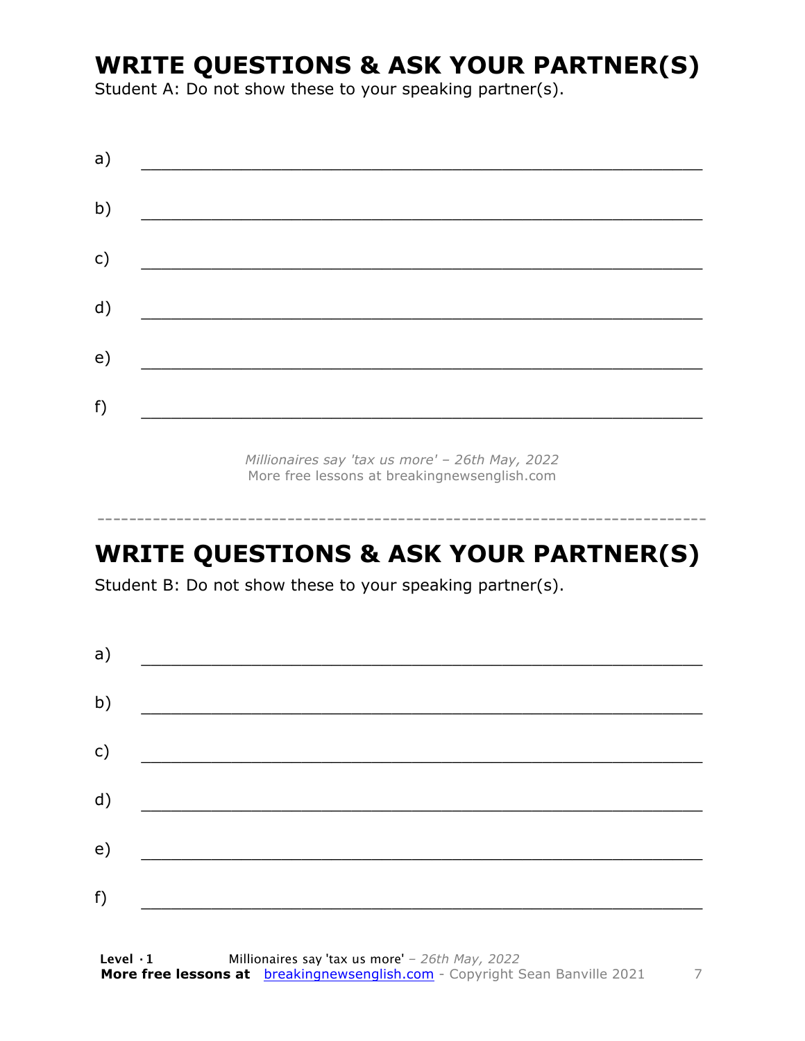## WRITE QUESTIONS & ASK YOUR PARTNER(S)

Student A: Do not show these to your speaking partner(s).

a) ___________________________________________________________

b) ___________________________________________________________

c) ___________________________________________________________

d) ___________________________________________________________

e) ___________________________________________________________

f) ___________________________________________________________

*Millionaires say 'tax us more' – 26th May, 2022*
More free lessons at breakingnewsenglish.com

---

## WRITE QUESTIONS & ASK YOUR PARTNER(S)

Student B: Do not show these to your speaking partner(s).

a) ___________________________________________________________

b) ___________________________________________________________

c) ___________________________________________________________

d) ___________________________________________________________

e) ___________________________________________________________

f) ___________________________________________________________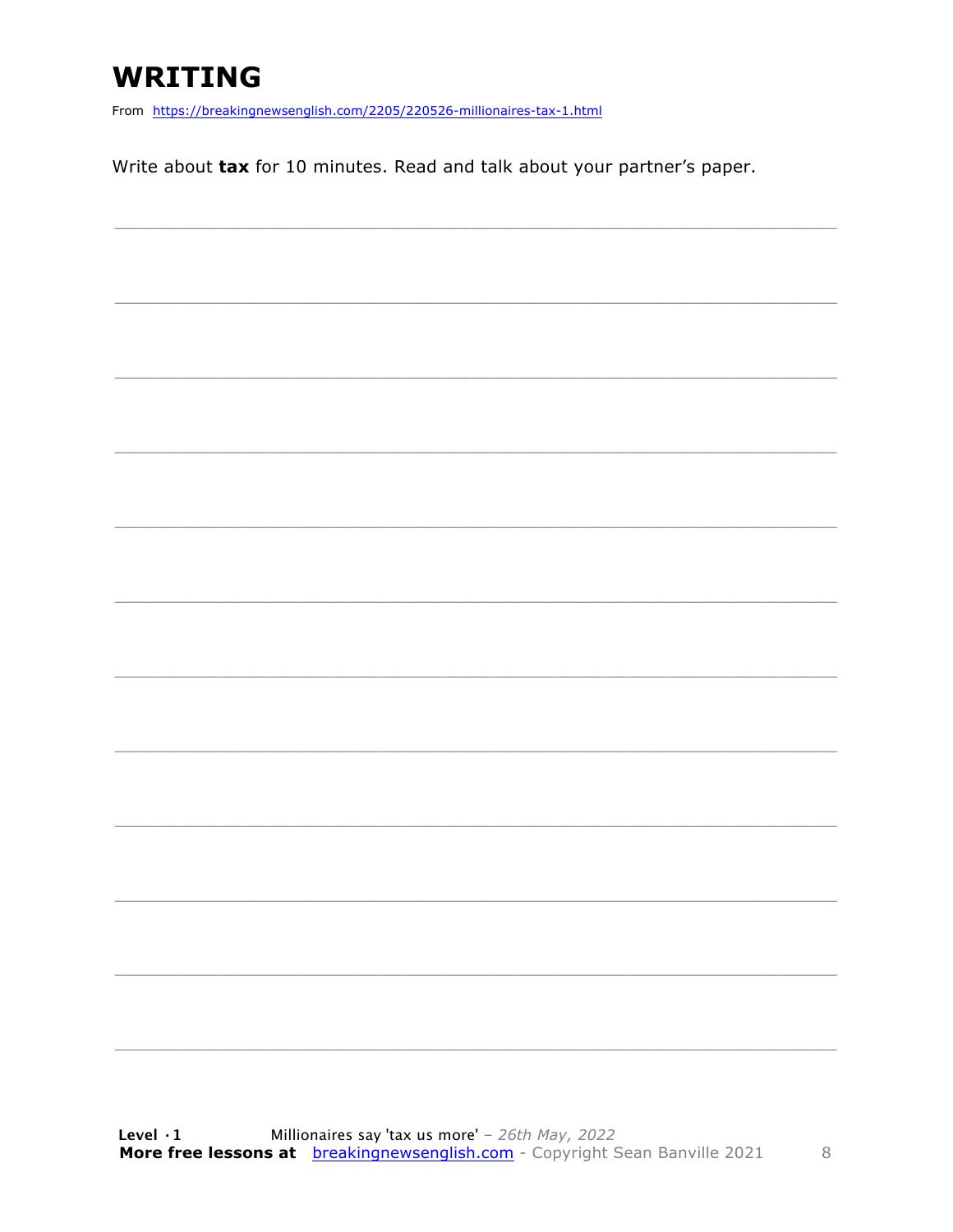# WRITING

From https://breakingnewsenglish.com/2205/220526-millionaires-tax-1.html

Write about **tax** for 10 minutes. Read and talk about your partner's paper.